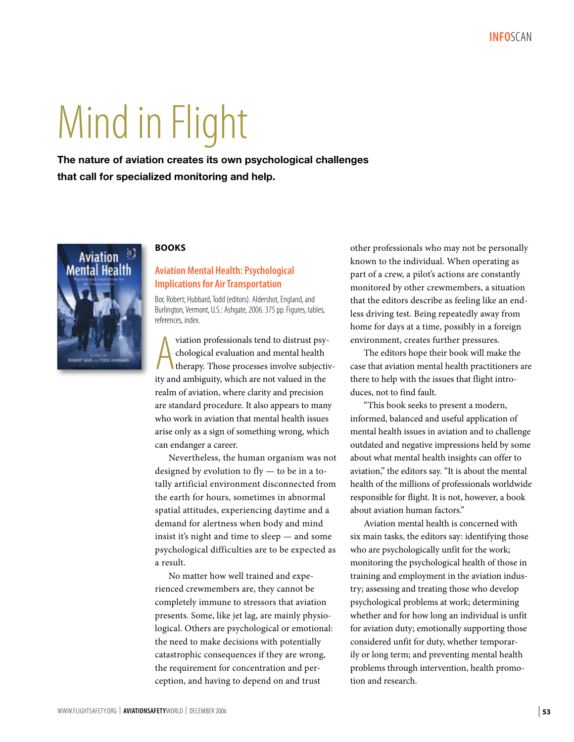INFOSCAN

# Mind in Flight

**The nature of aviation creates its own psychological challenges that call for specialized monitoring and help.**

## BOOKS

### Aviation Mental Health: Psychological Implications for Air Transportation

Bor, Robert; Hubbard, Todd (editors). Aldershot, England, and Burlington, Vermont, U.S.: Ashgate, 2006. 375 pp. Figures, tables, references, index.

Aviation professionals tend to distrust psychological evaluation and mental health therapy. Those processes involve subjectivity and ambiguity, which are not valued in the realm of aviation, where clarity and precision are standard procedure. It also appears to many who work in aviation that mental health issues arise only as a sign of something wrong, which can endanger a career.

Nevertheless, the human organism was not designed by evolution to fly — to be in a totally artificial environment disconnected from the earth for hours, sometimes in abnormal spatial attitudes, experiencing daytime and a demand for alertness when body and mind insist it's night and time to sleep — and some psychological difficulties are to be expected as a result.

No matter how well trained and experienced crewmembers are, they cannot be completely immune to stressors that aviation presents. Some, like jet lag, are mainly physiological. Others are psychological or emotional: the need to make decisions with potentially catastrophic consequences if they are wrong, the requirement for concentration and perception, and having to depend on and trust other professionals who may not be personally known to the individual. When operating as part of a crew, a pilot's actions are constantly monitored by other crewmembers, a situation that the editors describe as feeling like an endless driving test. Being repeatedly away from home for days at a time, possibly in a foreign environment, creates further pressures.

The editors hope their book will make the case that aviation mental health practitioners are there to help with the issues that flight introduces, not to find fault.

"This book seeks to present a modern, informed, balanced and useful application of mental health issues in aviation and to challenge outdated and negative impressions held by some about what mental health insights can offer to aviation," the editors say. "It is about the mental health of the millions of professionals worldwide responsible for flight. It is not, however, a book about aviation human factors."

Aviation mental health is concerned with six main tasks, the editors say: identifying those who are psychologically unfit for the work; monitoring the psychological health of those in training and employment in the aviation industry; assessing and treating those who develop psychological problems at work; determining whether and for how long an individual is unfit for aviation duty; emotionally supporting those considered unfit for duty, whether temporarily or long term; and preventing mental health problems through intervention, health promotion and research.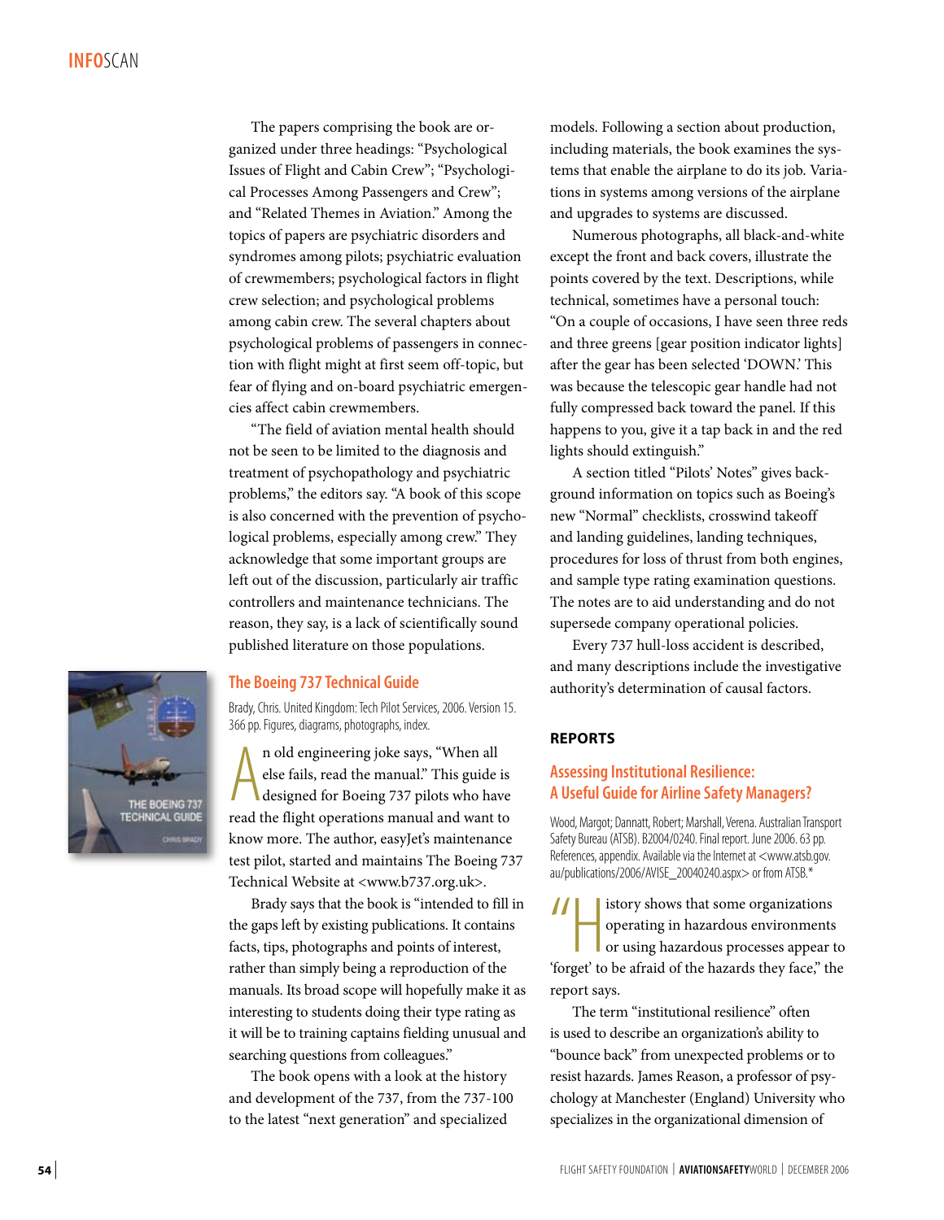The papers comprising the book are organized under three headings: "Psychological Issues of Flight and Cabin Crew"; "Psychological Processes Among Passengers and Crew"; and "Related Themes in Aviation." Among the topics of papers are psychiatric disorders and syndromes among pilots; psychiatric evaluation of crewmembers; psychological factors in flight crew selection; and psychological problems among cabin crew. The several chapters about psychological problems of passengers in connection with flight might at first seem off-topic, but fear of flying and on-board psychiatric emergencies affect cabin crewmembers.

"The field of aviation mental health should not be seen to be limited to the diagnosis and treatment of psychopathology and psychiatric problems," the editors say. "A book of this scope is also concerned with the prevention of psychological problems, especially among crew." They acknowledge that some important groups are left out of the discussion, particularly air traffic controllers and maintenance technicians. The reason, they say, is a lack of scientifically sound published literature on those populations.

### The Boeing 737 Technical Guide

Brady, Chris. United Kingdom: Tech Pilot Services, 2006. Version 15. 366 pp. Figures, diagrams, photographs, index.

An old engineering joke says, "When all else fails, read the manual." This guide is designed for Boeing 737 pilots who have read the flight operations manual and want to know more. The author, easyJet's maintenance test pilot, started and maintains The Boeing 737 Technical Website at <www.b737.org.uk>.

Brady says that the book is "intended to fill in the gaps left by existing publications. It contains facts, tips, photographs and points of interest, rather than simply being a reproduction of the manuals. Its broad scope will hopefully make it as interesting to students doing their type rating as it will be to training captains fielding unusual and searching questions from colleagues."

The book opens with a look at the history and development of the 737, from the 737-100 to the latest "next generation" and specialized models. Following a section about production, including materials, the book examines the systems that enable the airplane to do its job. Variations in systems among versions of the airplane and upgrades to systems are discussed.

Numerous photographs, all black-and-white except the front and back covers, illustrate the points covered by the text. Descriptions, while technical, sometimes have a personal touch: "On a couple of occasions, I have seen three reds and three greens [gear position indicator lights] after the gear has been selected 'DOWN.' This was because the telescopic gear handle had not fully compressed back toward the panel. If this happens to you, give it a tap back in and the red lights should extinguish."

A section titled "Pilots' Notes" gives background information on topics such as Boeing's new "Normal" checklists, crosswind takeoff and landing guidelines, landing techniques, procedures for loss of thrust from both engines, and sample type rating examination questions. The notes are to aid understanding and do not supersede company operational policies.

Every 737 hull-loss accident is described, and many descriptions include the investigative authority's determination of causal factors.

## REPORTS

### Assessing Institutional Resilience: A Useful Guide for Airline Safety Managers?

Wood, Margot; Dannatt, Robert; Marshall, Verena. Australian Transport Safety Bureau (ATSB). B2004/0240. Final report. June 2006. 63 pp. References, appendix. Available via the Internet at <www.atsb.gov.au/publications/2006/AVISE_20040240.aspx> or from ATSB.*

"History shows that some organizations operating in hazardous environments or using hazardous processes appear to 'forget' to be afraid of the hazards they face," the report says.

The term "institutional resilience" often is used to describe an organization's ability to "bounce back" from unexpected problems or to resist hazards. James Reason, a professor of psychology at Manchester (England) University who specializes in the organizational dimension of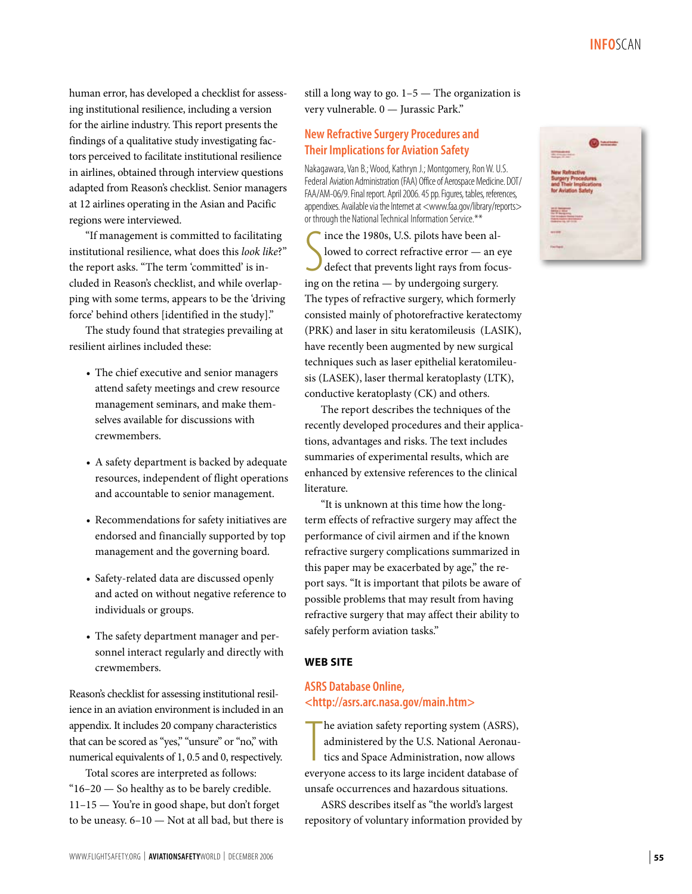human error, has developed a checklist for assessing institutional resilience, including a version for the airline industry. This report presents the findings of a qualitative study investigating factors perceived to facilitate institutional resilience in airlines, obtained through interview questions adapted from Reason's checklist. Senior managers at 12 airlines operating in the Asian and Pacific regions were interviewed.

"If management is committed to facilitating institutional resilience, what does this *look like*?" the report asks. "The term 'committed' is included in Reason's checklist, and while overlapping with some terms, appears to be the 'driving force' behind others [identified in the study]."

The study found that strategies prevailing at resilient airlines included these:

- The chief executive and senior managers attend safety meetings and crew resource management seminars, and make themselves available for discussions with crewmembers.
- A safety department is backed by adequate resources, independent of flight operations and accountable to senior management.
- Recommendations for safety initiatives are endorsed and financially supported by top management and the governing board.
- Safety-related data are discussed openly and acted on without negative reference to individuals or groups.
- The safety department manager and personnel interact regularly and directly with crewmembers.

Reason's checklist for assessing institutional resilience in an aviation environment is included in an appendix. It includes 20 company characteristics that can be scored as "yes," "unsure" or "no," with numerical equivalents of 1, 0.5 and 0, respectively.

Total scores are interpreted as follows: "16–20 — So healthy as to be barely credible. 11–15 — You're in good shape, but don't forget to be uneasy. 6–10 — Not at all bad, but there is still a long way to go. 1–5 — The organization is very vulnerable. 0 — Jurassic Park."

## New Refractive Surgery Procedures and Their Implications for Aviation Safety

Nakagawara, Van B.; Wood, Kathryn J.; Montgomery, Ron W. U.S. Federal Aviation Administration (FAA) Office of Aerospace Medicine. DOT/FAA/AM-06/9. Final report. April 2006. 45 pp. Figures, tables, references, appendixes. Available via the Internet at <www.faa.gov/library/reports> or through the National Technical Information Service.**

Since the 1980s, U.S. pilots have been allowed to correct refractive error — an eye defect that prevents light rays from focusing on the retina — by undergoing surgery. The types of refractive surgery, which formerly consisted mainly of photorefractive keratectomy (PRK) and laser in situ keratomileusis (LASIK), have recently been augmented by new surgical techniques such as laser epithelial keratomileusis (LASEK), laser thermal keratoplasty (LTK), conductive keratoplasty (CK) and others.

The report describes the techniques of the recently developed procedures and their applications, advantages and risks. The text includes summaries of experimental results, which are enhanced by extensive references to the clinical literature.

"It is unknown at this time how the long-term effects of refractive surgery may affect the performance of civil airmen and if the known refractive surgery complications summarized in this paper may be exacerbated by age," the report says. "It is important that pilots be aware of possible problems that may result from having refractive surgery that may affect their ability to safely perform aviation tasks."

## WEB SITE

### ASRS Database Online, <http://asrs.arc.nasa.gov/main.htm>

The aviation safety reporting system (ASRS), administered by the U.S. National Aeronautics and Space Administration, now allows everyone access to its large incident database of unsafe occurrences and hazardous situations.

ASRS describes itself as "the world's largest repository of voluntary information provided by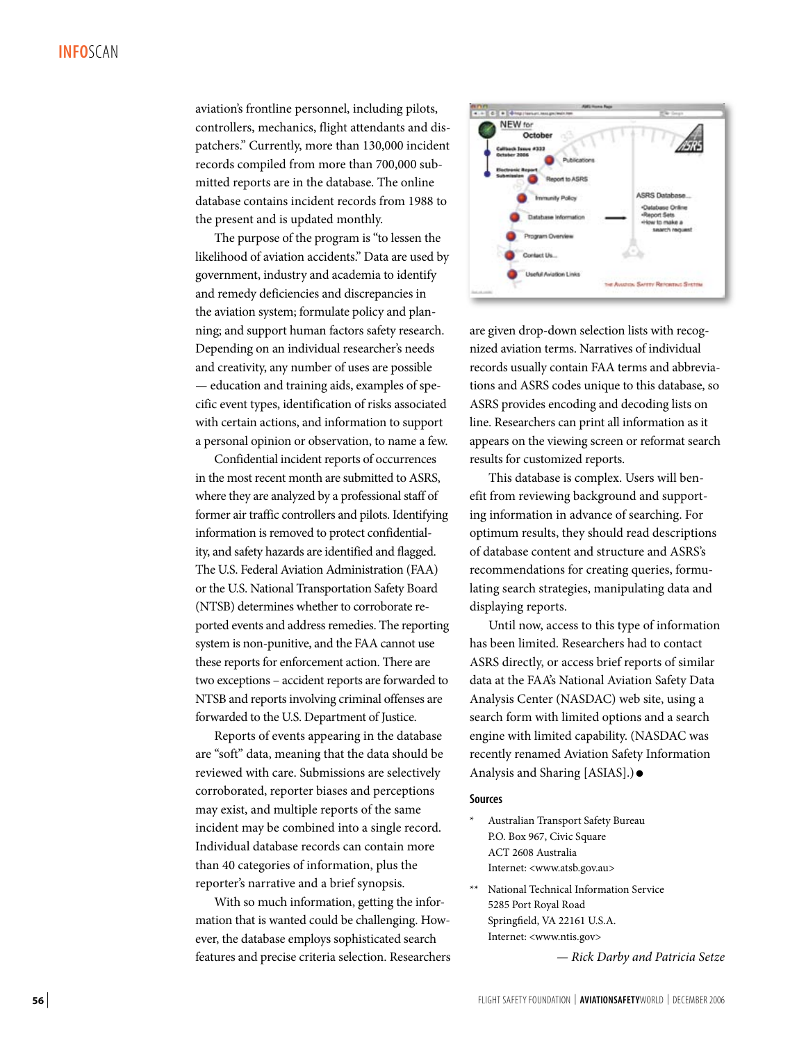aviation's frontline personnel, including pilots, controllers, mechanics, flight attendants and dispatchers." Currently, more than 130,000 incident records compiled from more than 700,000 submitted reports are in the database. The online database contains incident records from 1988 to the present and is updated monthly.

The purpose of the program is "to lessen the likelihood of aviation accidents." Data are used by government, industry and academia to identify and remedy deficiencies and discrepancies in the aviation system; formulate policy and planning; and support human factors safety research. Depending on an individual researcher's needs and creativity, any number of uses are possible — education and training aids, examples of specific event types, identification of risks associated with certain actions, and information to support a personal opinion or observation, to name a few.

Confidential incident reports of occurrences in the most recent month are submitted to ASRS, where they are analyzed by a professional staff of former air traffic controllers and pilots. Identifying information is removed to protect confidentiality, and safety hazards are identified and flagged. The U.S. Federal Aviation Administration (FAA) or the U.S. National Transportation Safety Board (NTSB) determines whether to corroborate reported events and address remedies. The reporting system is non-punitive, and the FAA cannot use these reports for enforcement action. There are two exceptions – accident reports are forwarded to NTSB and reports involving criminal offenses are forwarded to the U.S. Department of Justice.

Reports of events appearing in the database are "soft" data, meaning that the data should be reviewed with care. Submissions are selectively corroborated, reporter biases and perceptions may exist, and multiple reports of the same incident may be combined into a single record. Individual database records can contain more than 40 categories of information, plus the reporter's narrative and a brief synopsis.

With so much information, getting the information that is wanted could be challenging. However, the database employs sophisticated search features and precise criteria selection. Researchers are given drop-down selection lists with recognized aviation terms. Narratives of individual records usually contain FAA terms and abbreviations and ASRS codes unique to this database, so ASRS provides encoding and decoding lists on line. Researchers can print all information as it appears on the viewing screen or reformat search results for customized reports.

This database is complex. Users will benefit from reviewing background and supporting information in advance of searching. For optimum results, they should read descriptions of database content and structure and ASRS's recommendations for creating queries, formulating search strategies, manipulating data and displaying reports.

Until now, access to this type of information has been limited. Researchers had to contact ASRS directly, or access brief reports of similar data at the FAA's National Aviation Safety Data Analysis Center (NASDAC) web site, using a search form with limited options and a search engine with limited capability. (NASDAC was recently renamed Aviation Safety Information Analysis and Sharing [ASIAS].) ●

### Sources

\* Australian Transport Safety Bureau
P.O. Box 967, Civic Square
ACT 2608 Australia
Internet: <www.atsb.gov.au>

\*\* National Technical Information Service
5285 Port Royal Road
Springfield, VA 22161 U.S.A.
Internet: <www.ntis.gov>

*— Rick Darby and Patricia Setze*